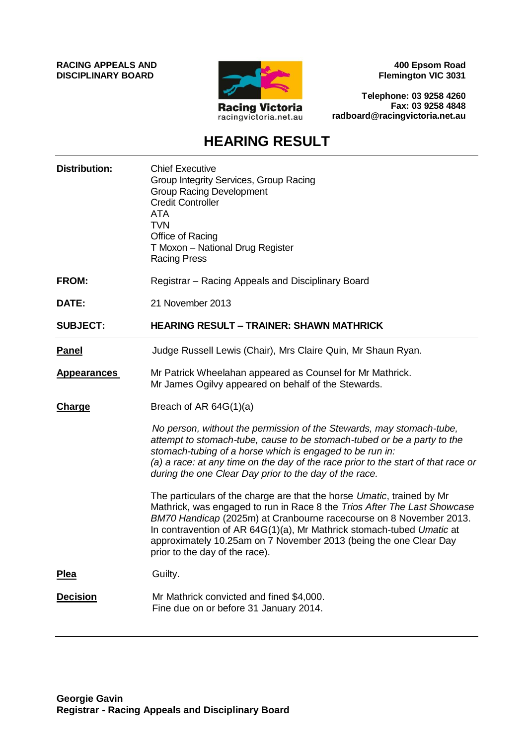**RACING APPEALS AND DISCIPLINARY BOARD**

Racing Victoria
racingvictoria.net.au

**400 Epsom Road**
**Flemington VIC 3031**

**Telephone: 03 9258 4260**
**Fax: 03 9258 4848**
**radboard@racingvictoria.net.au**

# HEARING RESULT

**Distribution:**
Chief Executive
Group Integrity Services, Group Racing
Group Racing Development
Credit Controller
ATA
TVN
Office of Racing
T Moxon – National Drug Register
Racing Press

**FROM:** Registrar – Racing Appeals and Disciplinary Board

**DATE:** 21 November 2013

**SUBJECT:** **HEARING RESULT – TRAINER: SHAWN MATHRICK**

---

**Panel**
Judge Russell Lewis (Chair), Mrs Claire Quin, Mr Shaun Ryan.

**Appearances**
Mr Patrick Wheelahan appeared as Counsel for Mr Mathrick.
Mr James Ogilvy appeared on behalf of the Stewards.

**Charge**
Breach of AR 64G(1)(a)

*No person, without the permission of the Stewards, may stomach-tube, attempt to stomach-tube, cause to be stomach-tubed or be a party to the stomach-tubing of a horse which is engaged to be run in:*
*(a) a race: at any time on the day of the race prior to the start of that race or during the one Clear Day prior to the day of the race.*

The particulars of the charge are that the horse *Umatic*, trained by Mr Mathrick, was engaged to run in Race 8 the *Trios After The Last Showcase BM70 Handicap* (2025m) at Cranbourne racecourse on 8 November 2013. In contravention of AR 64G(1)(a), Mr Mathrick stomach-tubed *Umatic* at approximately 10.25am on 7 November 2013 (being the one Clear Day prior to the day of the race).

**Plea**
Guilty.

**Decision**
Mr Mathrick convicted and fined $4,000.
Fine due on or before 31 January 2014.

---

**Georgie Gavin**
**Registrar - Racing Appeals and Disciplinary Board**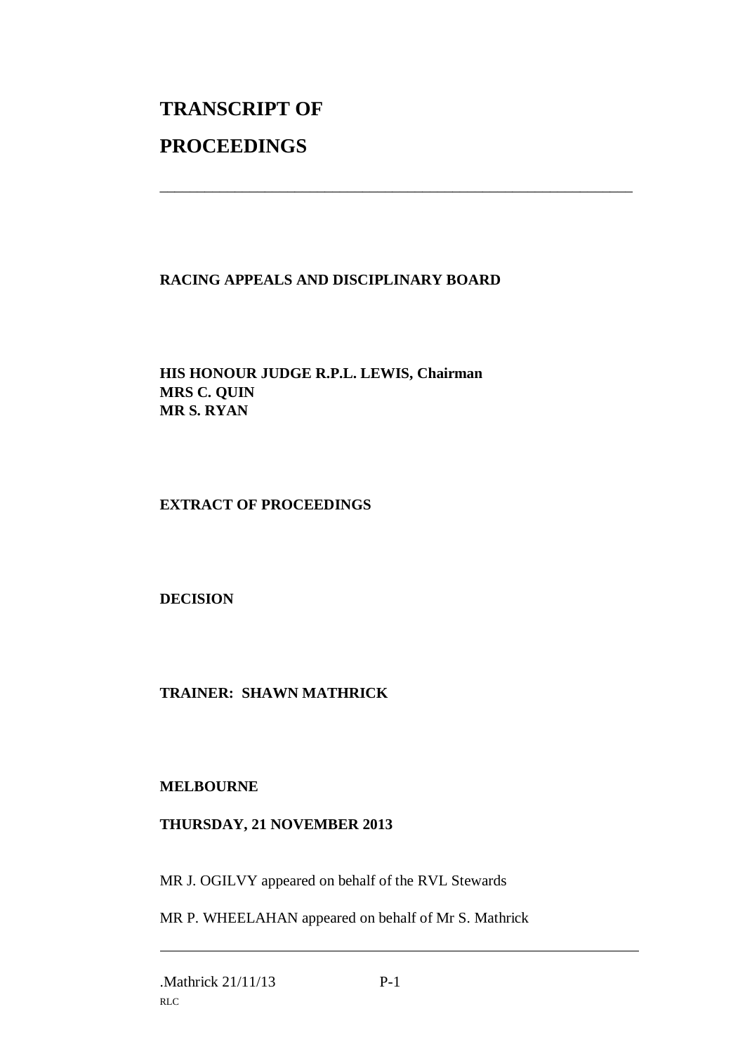# TRANSCRIPT OF

# PROCEEDINGS

---

**RACING APPEALS AND DISCIPLINARY BOARD**

**HIS HONOUR JUDGE R.P.L. LEWIS, Chairman**
**MRS C. QUIN**
**MR S. RYAN**

**EXTRACT OF PROCEEDINGS**

**DECISION**

**TRAINER: SHAWN MATHRICK**

**MELBOURNE**

**THURSDAY, 21 NOVEMBER 2013**

MR J. OGILVY appeared on behalf of the RVL Stewards

MR P. WHEELAHAN appeared on behalf of Mr S. Mathrick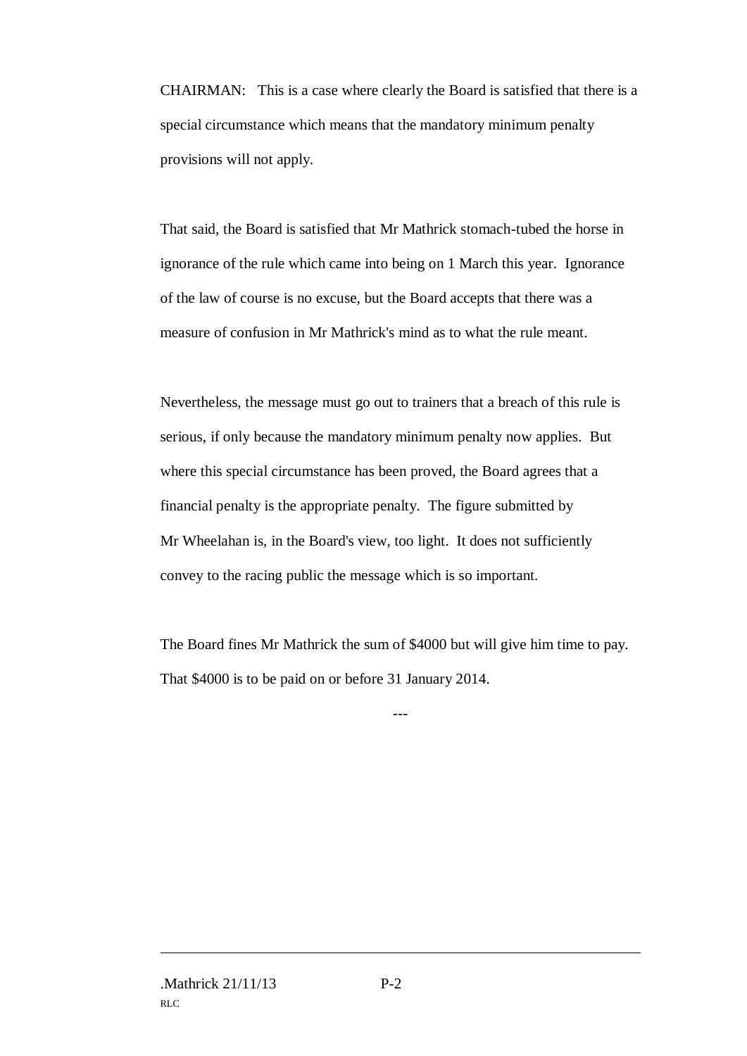CHAIRMAN: This is a case where clearly the Board is satisfied that there is a special circumstance which means that the mandatory minimum penalty provisions will not apply.

That said, the Board is satisfied that Mr Mathrick stomach-tubed the horse in ignorance of the rule which came into being on 1 March this year. Ignorance of the law of course is no excuse, but the Board accepts that there was a measure of confusion in Mr Mathrick's mind as to what the rule meant.

Nevertheless, the message must go out to trainers that a breach of this rule is serious, if only because the mandatory minimum penalty now applies. But where this special circumstance has been proved, the Board agrees that a financial penalty is the appropriate penalty. The figure submitted by Mr Wheelahan is, in the Board's view, too light. It does not sufficiently convey to the racing public the message which is so important.

The Board fines Mr Mathrick the sum of $4000 but will give him time to pay. That $4000 is to be paid on or before 31 January 2014.

---